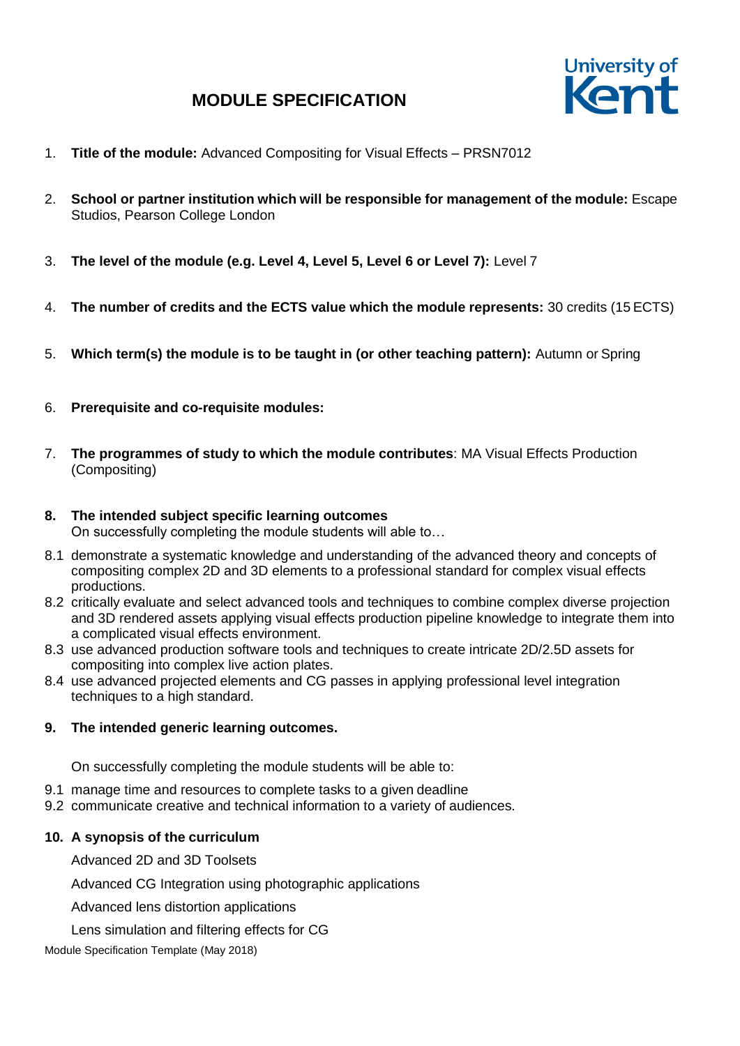# MODULE SPECIFICATION

1. **Title of the module:** Advanced Compositing for Visual Effects – PRSN7012

2. **School or partner institution which will be responsible for management of the module:** Escape Studios, Pearson College London

3. **The level of the module (e.g. Level 4, Level 5, Level 6 or Level 7):** Level 7

4. **The number of credits and the ECTS value which the module represents:** 30 credits (15 ECTS)

5. **Which term(s) the module is to be taught in (or other teaching pattern):** Autumn or Spring

6. **Prerequisite and co-requisite modules:**

7. **The programmes of study to which the module contributes**: MA Visual Effects Production (Compositing)

8. **The intended subject specific learning outcomes**
   On successfully completing the module students will able to…

8.1 demonstrate a systematic knowledge and understanding of the advanced theory and concepts of compositing complex 2D and 3D elements to a professional standard for complex visual effects productions.
8.2 critically evaluate and select advanced tools and techniques to combine complex diverse projection and 3D rendered assets applying visual effects production pipeline knowledge to integrate them into a complicated visual effects environment.
8.3 use advanced production software tools and techniques to create intricate 2D/2.5D assets for compositing into complex live action plates.
8.4 use advanced projected elements and CG passes in applying professional level integration techniques to a high standard.

9. **The intended generic learning outcomes.**

   On successfully completing the module students will be able to:

9.1 manage time and resources to complete tasks to a given deadline
9.2 communicate creative and technical information to a variety of audiences.

10. **A synopsis of the curriculum**

    Advanced 2D and 3D Toolsets

    Advanced CG Integration using photographic applications

    Advanced lens distortion applications

    Lens simulation and filtering effects for CG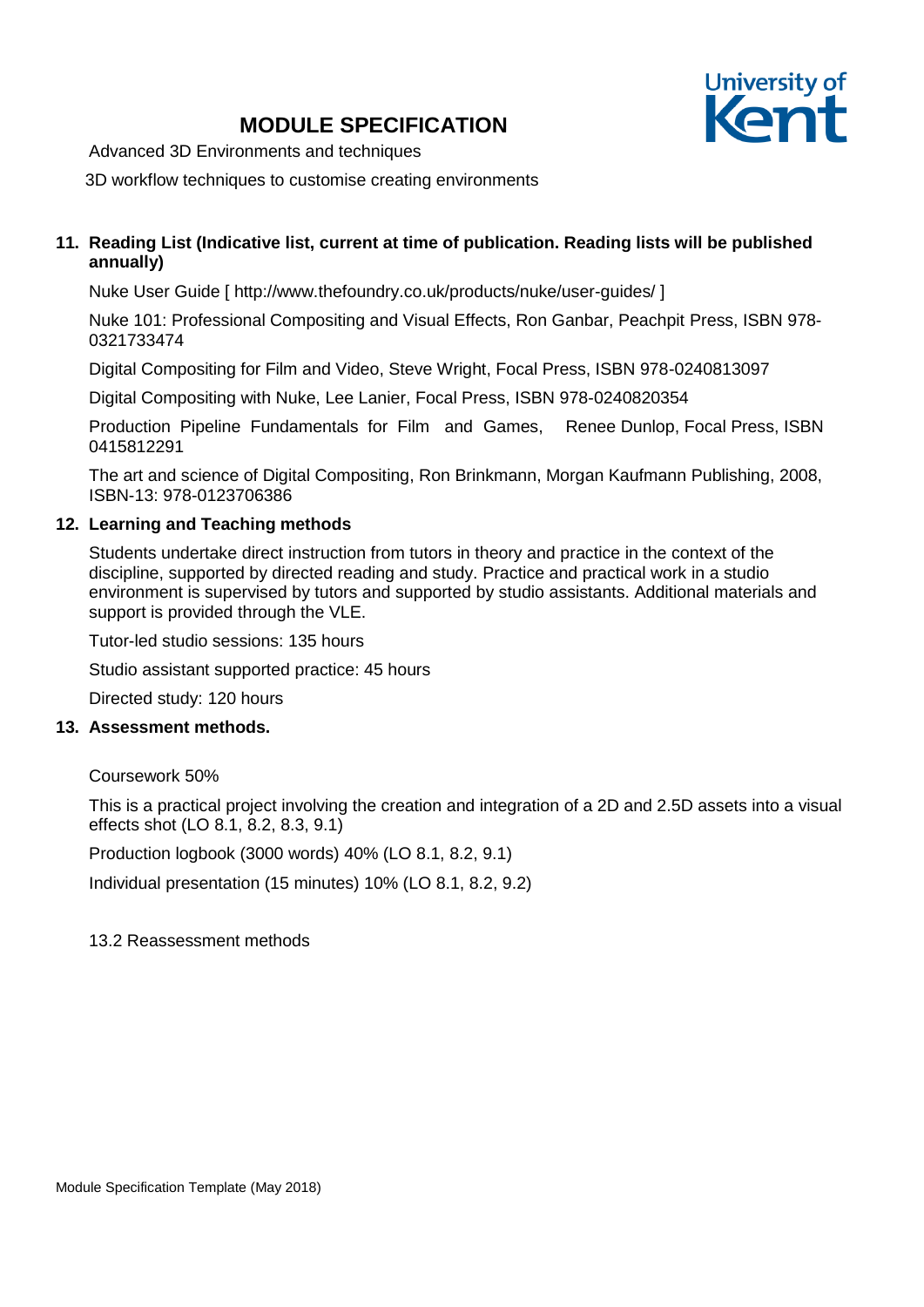# MODULE SPECIFICATION

Advanced 3D Environments and techniques

3D workflow techniques to customise creating environments

## 11. Reading List (Indicative list, current at time of publication. Reading lists will be published annually)

Nuke User Guide [ http://www.thefoundry.co.uk/products/nuke/user-guides/ ]

Nuke 101: Professional Compositing and Visual Effects, Ron Ganbar, Peachpit Press, ISBN 978-0321733474

Digital Compositing for Film and Video, Steve Wright, Focal Press, ISBN 978-0240813097

Digital Compositing with Nuke, Lee Lanier, Focal Press, ISBN 978-0240820354

Production Pipeline Fundamentals for Film and Games, Renee Dunlop, Focal Press, ISBN 0415812291

The art and science of Digital Compositing, Ron Brinkmann, Morgan Kaufmann Publishing, 2008, ISBN-13: 978-0123706386

## 12. Learning and Teaching methods

Students undertake direct instruction from tutors in theory and practice in the context of the discipline, supported by directed reading and study. Practice and practical work in a studio environment is supervised by tutors and supported by studio assistants. Additional materials and support is provided through the VLE.

Tutor-led studio sessions: 135 hours

Studio assistant supported practice: 45 hours

Directed study: 120 hours

## 13. Assessment methods.

Coursework 50%

This is a practical project involving the creation and integration of a 2D and 2.5D assets into a visual effects shot (LO 8.1, 8.2, 8.3, 9.1)

Production logbook (3000 words) 40% (LO 8.1, 8.2, 9.1)

Individual presentation (15 minutes) 10% (LO 8.1, 8.2, 9.2)

13.2 Reassessment methods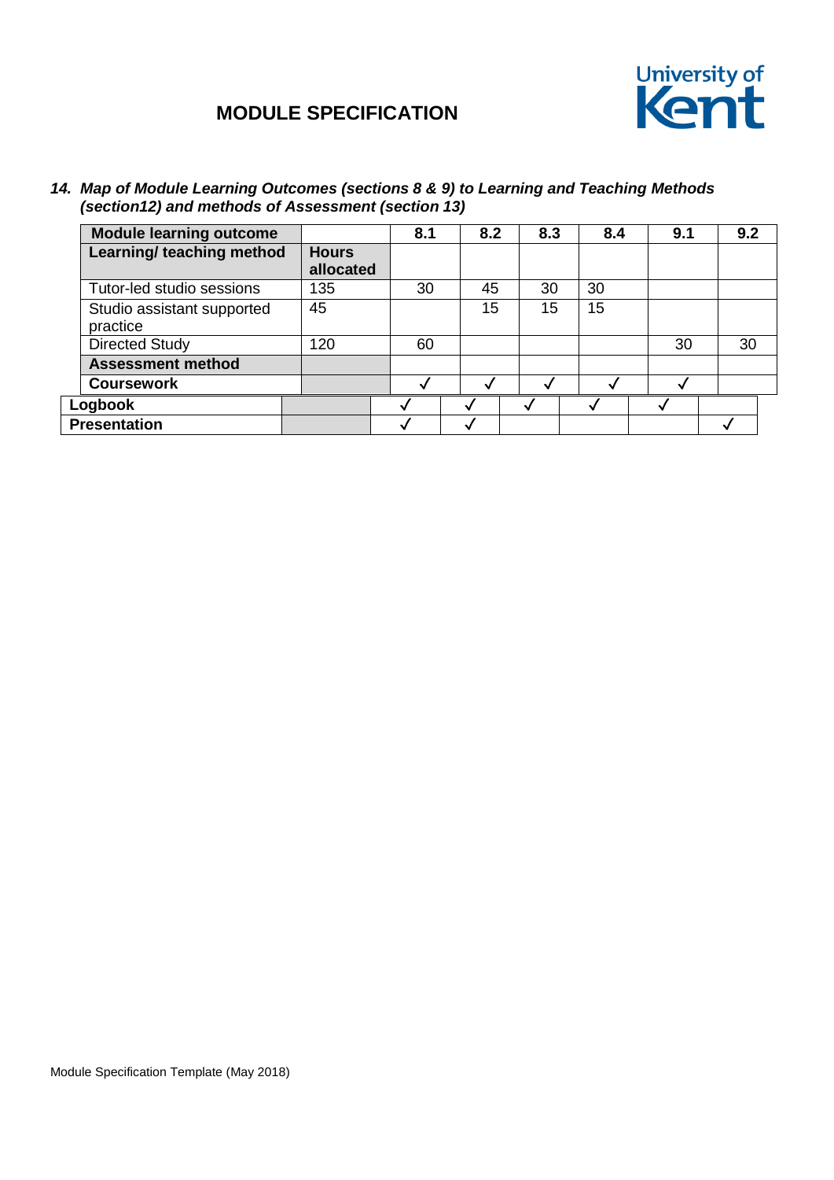# MODULE SPECIFICATION

***14. Map of Module Learning Outcomes (sections 8 & 9) to Learning and Teaching Methods (section12) and methods of Assessment (section 13)***

| **Module learning outcome** | | **8.1** | **8.2** | **8.3** | **8.4** | **9.1** | **9.2** |
|---|---|---|---|---|---|---|---|
| **Learning/ teaching method** | **Hours allocated** | | | | | | |
| Tutor-led studio sessions | 135 | 30 | 45 | 30 | 30 | | |
| Studio assistant supported practice | 45 | | 15 | 15 | 15 | | |
| Directed Study | 120 | 60 | | | | 30 | 30 |
| **Assessment method** | | | | | | | |
| **Coursework** | | ✓ | ✓ | ✓ | ✓ | ✓ | |
| **Logbook** | | ✓ | ✓ | ✓ | ✓ | ✓ | |
| **Presentation** | | ✓ | ✓ | | | | ✓ |

Module Specification Template (May 2018)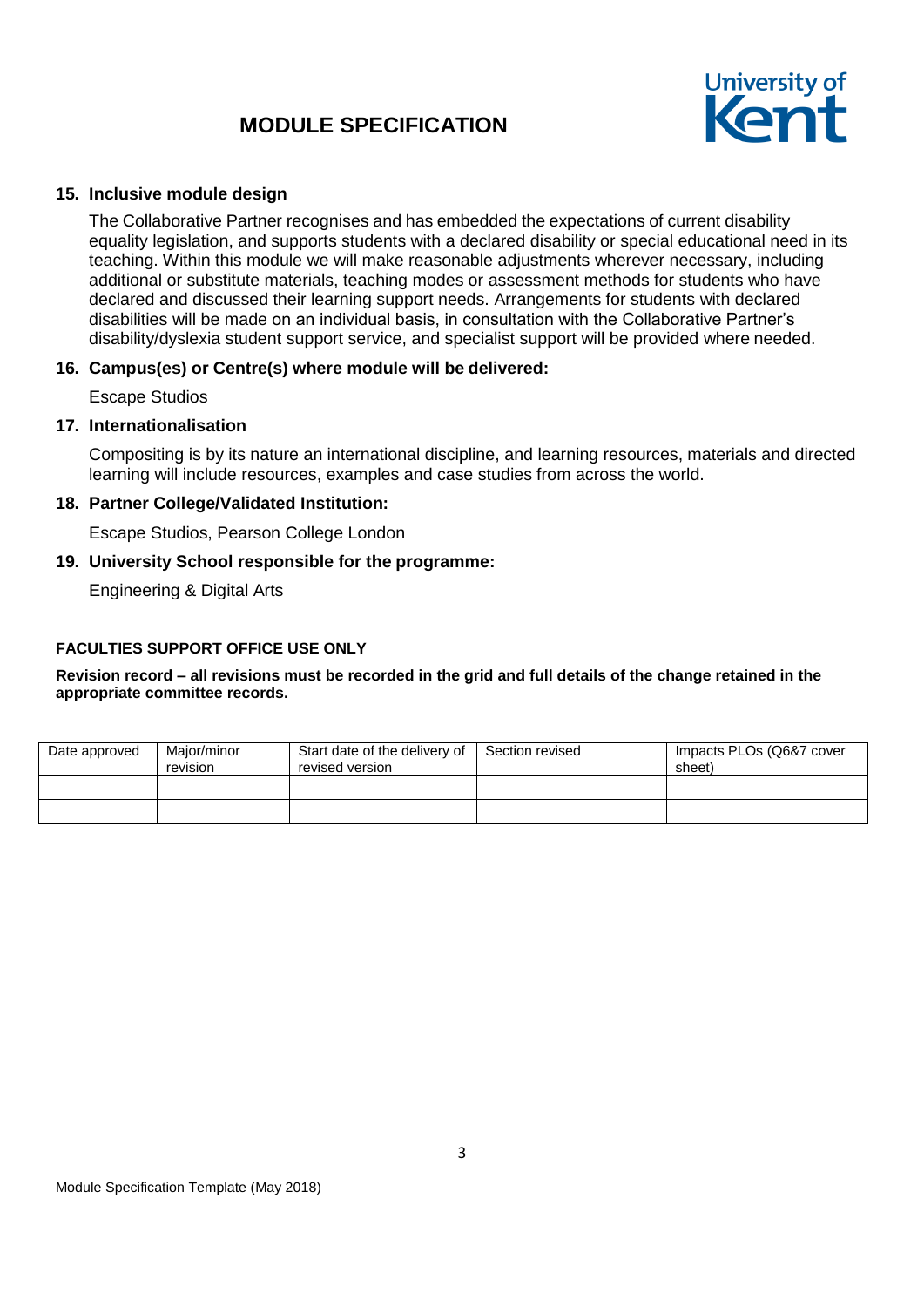### 15. Inclusive module design

The Collaborative Partner recognises and has embedded the expectations of current disability equality legislation, and supports students with a declared disability or special educational need in its teaching. Within this module we will make reasonable adjustments wherever necessary, including additional or substitute materials, teaching modes or assessment methods for students who have declared and discussed their learning support needs. Arrangements for students with declared disabilities will be made on an individual basis, in consultation with the Collaborative Partner's disability/dyslexia student support service, and specialist support will be provided where needed.

### 16. Campus(es) or Centre(s) where module will be delivered:

Escape Studios

### 17. Internationalisation

Compositing is by its nature an international discipline, and learning resources, materials and directed learning will include resources, examples and case studies from across the world.

### 18. Partner College/Validated Institution:

Escape Studios, Pearson College London

### 19. University School responsible for the programme:

Engineering & Digital Arts

**FACULTIES SUPPORT OFFICE USE ONLY**

**Revision record – all revisions must be recorded in the grid and full details of the change retained in the appropriate committee records.**

| Date approved | Major/minor revision | Start date of the delivery of revised version | Section revised | Impacts PLOs (Q6&7 cover sheet) |
|---|---|---|---|---|
| | | | | |
| | | | | |